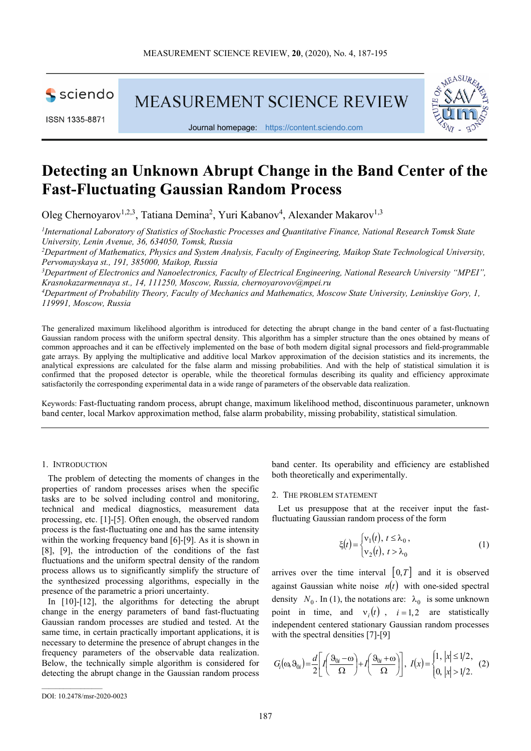# Detecting an Unknown Abrupt Change in the Band Center of the Fast-Fluctuating Gaussian Random Process

Oleg Chernoyarov[1,2,3], Tatiana Demina[2], Yuri Kabanov[4], Alexander Makarov[1,3]

[1]*International Laboratory of Statistics of Stochastic Processes and Quantitative Finance, National Research Tomsk State University, Lenin Avenue, 36, 634050, Tomsk, Russia*

[2]*Department of Mathematics, Physics and System Analysis, Faculty of Engineering, Maikop State Technological University, Pervomayskaya st., 191, 385000, Maikop, Russia*

[3]*Department of Electronics and Nanoelectronics, Faculty of Electrical Engineering, National Research University "MPEI", Krasnokazarmennaya st., 14, 111250, Moscow, Russia, chernoyarovov@mpei.ru*

[4]*Department of Probability Theory, Faculty of Mechanics and Mathematics, Moscow State University, Leninskiye Gory, 1, 119991, Moscow, Russia*

The generalized maximum likelihood algorithm is introduced for detecting the abrupt change in the band center of a fast-fluctuating Gaussian random process with the uniform spectral density. This algorithm has a simpler structure than the ones obtained by means of common approaches and it can be effectively implemented on the base of both modern digital signal processors and field-programmable gate arrays. By applying the multiplicative and additive local Markov approximation of the decision statistics and its increments, the analytical expressions are calculated for the false alarm and missing probabilities. And with the help of statistical simulation it is confirmed that the proposed detector is operable, while the theoretical formulas describing its quality and efficiency approximate satisfactorily the corresponding experimental data in a wide range of parameters of the observable data realization.

Keywords: Fast-fluctuating random process, abrupt change, maximum likelihood method, discontinuous parameter, unknown band center, local Markov approximation method, false alarm probability, missing probability, statistical simulation.

## 1. Introduction

The problem of detecting the moments of changes in the properties of random processes arises when the specific tasks are to be solved including control and monitoring, technical and medical diagnostics, measurement data processing, etc. [1]-[5]. Often enough, the observed random process is the fast-fluctuating one and has the same intensity within the working frequency band [6]-[9]. As it is shown in [8], [9], the introduction of the conditions of the fast fluctuations and the uniform spectral density of the random process allows us to significantly simplify the structure of the synthesized processing algorithms, especially in the presence of the parametric a priori uncertainty.

In [10]-[12], the algorithms for detecting the abrupt change in the energy parameters of band fast-fluctuating Gaussian random processes are studied and tested. At the same time, in certain practically important applications, it is necessary to determine the presence of abrupt changes in the frequency parameters of the observable data realization. Below, the technically simple algorithm is considered for detecting the abrupt change in the Gaussian random process band center. Its operability and efficiency are established both theoretically and experimentally.

## 2. The problem statement

Let us presuppose that at the receiver input the fast-fluctuating Gaussian random process of the form

$$\xi(t) = \begin{cases} \nu_1(t), \; t \le \lambda_0, \\ \nu_2(t), \; t > \lambda_0 \end{cases} \tag{1}$$

arrives over the time interval $[0,T]$ and it is observed against Gaussian white noise $n(t)$ with one-sided spectral density $N_0$. In (1), the notations are: $\lambda_0$ is some unknown point in time, and $\nu_i(t)$, $i = 1,2$ are statistically independent centered stationary Gaussian random processes with the spectral densities [7]-[9]

$$G_i(\omega, \vartheta_{0i}) = \frac{d}{2}\left[ I\left(\frac{\vartheta_{0i} - \omega}{\Omega}\right) + I\left(\frac{\vartheta_{0i} + \omega}{\Omega}\right)\right], \; I(x) = \begin{cases} 1, \; |x| \le 1/2, \\ 0, \; |x| > 1/2. \end{cases} \tag{2}$$

DOI: 10.2478/msr-2020-0023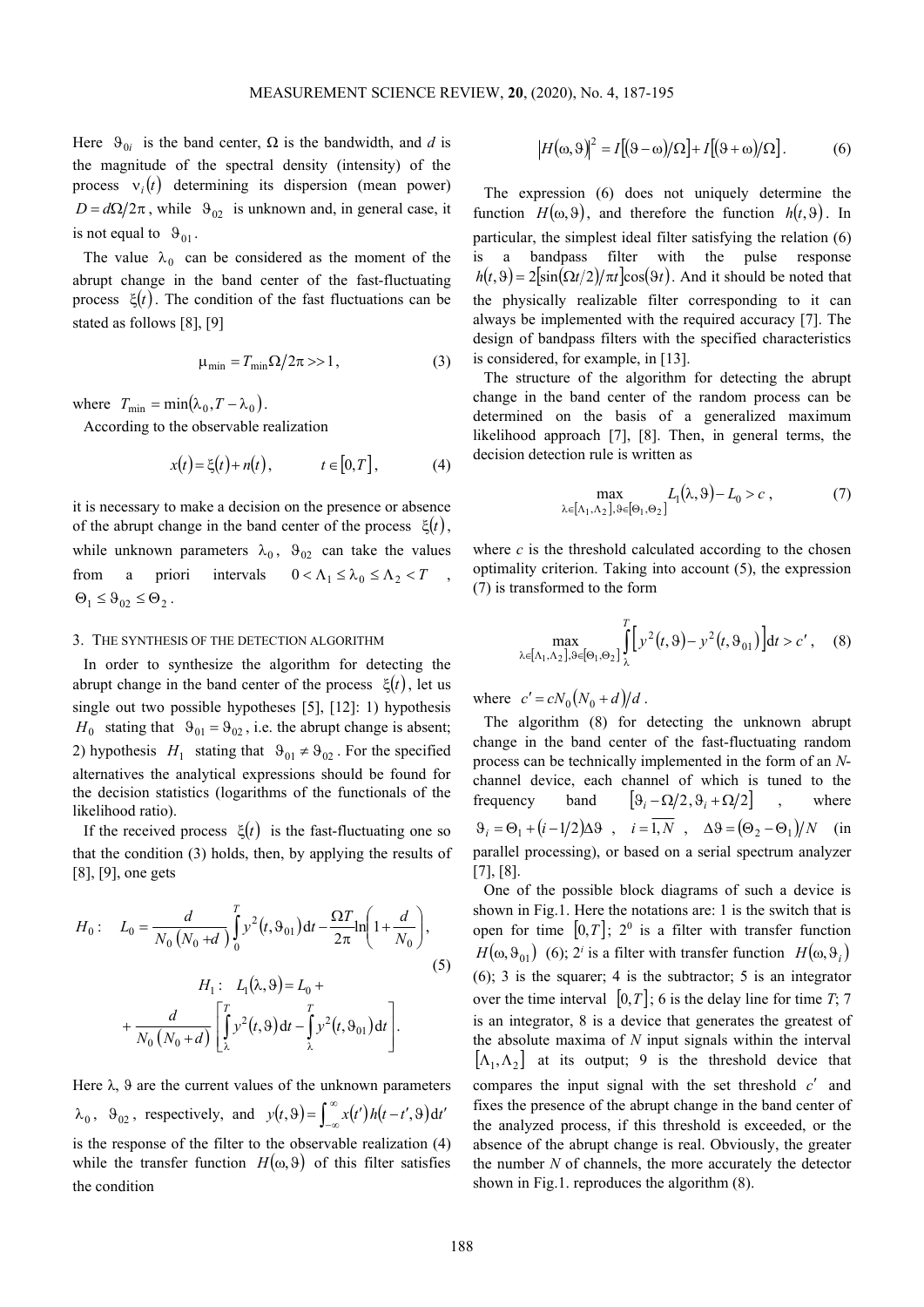Here $\vartheta_{0i}$ is the band center, $\Omega$ is the bandwidth, and $d$ is the magnitude of the spectral density (intensity) of the process $\nu_i(t)$ determining its dispersion (mean power) $D = d\Omega/2\pi$, while $\vartheta_{02}$ is unknown and, in general case, it is not equal to $\vartheta_{01}$.

The value $\lambda_0$ can be considered as the moment of the abrupt change in the band center of the fast-fluctuating process $\xi(t)$. The condition of the fast fluctuations can be stated as follows [8], [9]

$$\mu_{\min} = T_{\min}\Omega/2\pi >> 1, \tag{3}$$

where $T_{\min} = \min(\lambda_0, T - \lambda_0)$.

According to the observable realization

$$x(t) = \xi(t) + n(t), \qquad t \in [0, T], \tag{4}$$

it is necessary to make a decision on the presence or absence of the abrupt change in the band center of the process $\xi(t)$, while unknown parameters $\lambda_0$, $\vartheta_{02}$ can take the values from a priori intervals $0 < \Lambda_1 \le \lambda_0 \le \Lambda_2 < T$, $\Theta_1 \le \vartheta_{02} \le \Theta_2$.

## 3. The synthesis of the detection algorithm

In order to synthesize the algorithm for detecting the abrupt change in the band center of the process $\xi(t)$, let us single out two possible hypotheses [5], [12]: 1) hypothesis $H_0$ stating that $\vartheta_{01} = \vartheta_{02}$, i.e. the abrupt change is absent; 2) hypothesis $H_1$ stating that $\vartheta_{01} \ne \vartheta_{02}$. For the specified alternatives the analytical expressions should be found for the decision statistics (logarithms of the functionals of the likelihood ratio).

If the received process $\xi(t)$ is the fast-fluctuating one so that the condition (3) holds, then, by applying the results of [8], [9], one gets

$$
\begin{gathered}
H_0: \quad L_0 = \frac{d}{N_0(N_0 + d)} \int_0^T y^2(t, \vartheta_{01})\,\mathrm{d}t - \frac{\Omega T}{2\pi} \ln\left(1 + \frac{d}{N_0}\right), \\
H_1: \quad L_1(\lambda, \vartheta) = L_0 + \\
+ \frac{d}{N_0(N_0 + d)} \left[ \int_\lambda^T y^2(t, \vartheta)\,\mathrm{d}t - \int_\lambda^T y^2(t, \vartheta_{01})\,\mathrm{d}t \right].
\end{gathered} \tag{5}
$$

Here $\lambda$, $\vartheta$ are the current values of the unknown parameters $\lambda_0$, $\vartheta_{02}$, respectively, and $y(t, \vartheta) = \int_{-\infty}^{\infty} x(t') h(t - t', \vartheta)\,\mathrm{d}t'$ is the response of the filter to the observable realization (4) while the transfer function $H(\omega, \vartheta)$ of this filter satisfies the condition

$$|H(\omega, \vartheta)|^2 = I[(\vartheta - \omega)/\Omega] + I[(\vartheta + \omega)/\Omega]. \tag{6}$$

The expression (6) does not uniquely determine the function $H(\omega, \vartheta)$, and therefore the function $h(t, \vartheta)$. In particular, the simplest ideal filter satisfying the relation (6) is a bandpass filter with the pulse response $h(t, \vartheta) = 2[\sin(\Omega t/2)/\pi t]\cos(\vartheta t)$. And it should be noted that the physically realizable filter corresponding to it can always be implemented with the required accuracy [7]. The design of bandpass filters with the specified characteristics is considered, for example, in [13].

The structure of the algorithm for detecting the abrupt change in the band center of the random process can be determined on the basis of a generalized maximum likelihood approach [7], [8]. Then, in general terms, the decision detection rule is written as

$$\max_{\lambda \in [\Lambda_1, \Lambda_2], \vartheta \in [\Theta_1, \Theta_2]} L_1(\lambda, \vartheta) - L_0 > c, \tag{7}$$

where $c$ is the threshold calculated according to the chosen optimality criterion. Taking into account (5), the expression (7) is transformed to the form

$$\max_{\lambda \in [\Lambda_1, \Lambda_2], \vartheta \in [\Theta_1, \Theta_2]} \int_\lambda^T \left[ y^2(t, \vartheta) - y^2(t, \vartheta_{01}) \right] \mathrm{d}t > c', \tag{8}$$

where $c' = cN_0(N_0 + d)/d$.

The algorithm (8) for detecting the unknown abrupt change in the band center of the fast-fluctuating random process can be technically implemented in the form of an $N$-channel device, each channel of which is tuned to the frequency band $[\vartheta_i - \Omega/2, \vartheta_i + \Omega/2]$, where $\vartheta_i = \Theta_1 + (i - 1/2)\Delta\vartheta$, $i = \overline{1, N}$, $\Delta\vartheta = (\Theta_2 - \Theta_1)/N$ (in parallel processing), or based on a serial spectrum analyzer [7], [8].

One of the possible block diagrams of such a device is shown in Fig.1. Here the notations are: 1 is the switch that is open for time $[0, T]$; $2^0$ is a filter with transfer function $H(\omega, \vartheta_{01})$ (6); $2^i$ is a filter with transfer function $H(\omega, \vartheta_i)$ (6); 3 is the squarer; 4 is the subtractor; 5 is an integrator over the time interval $[0, T]$; 6 is the delay line for time $T$; 7 is an integrator, 8 is a device that generates the greatest of the absolute maxima of $N$ input signals within the interval $[\Lambda_1, \Lambda_2]$ at its output; 9 is the threshold device that compares the input signal with the set threshold $c'$ and fixes the presence of the abrupt change in the band center of the analyzed process, if this threshold is exceeded, or the absence of the abrupt change is real. Obviously, the greater the number $N$ of channels, the more accurately the detector shown in Fig.1. reproduces the algorithm (8).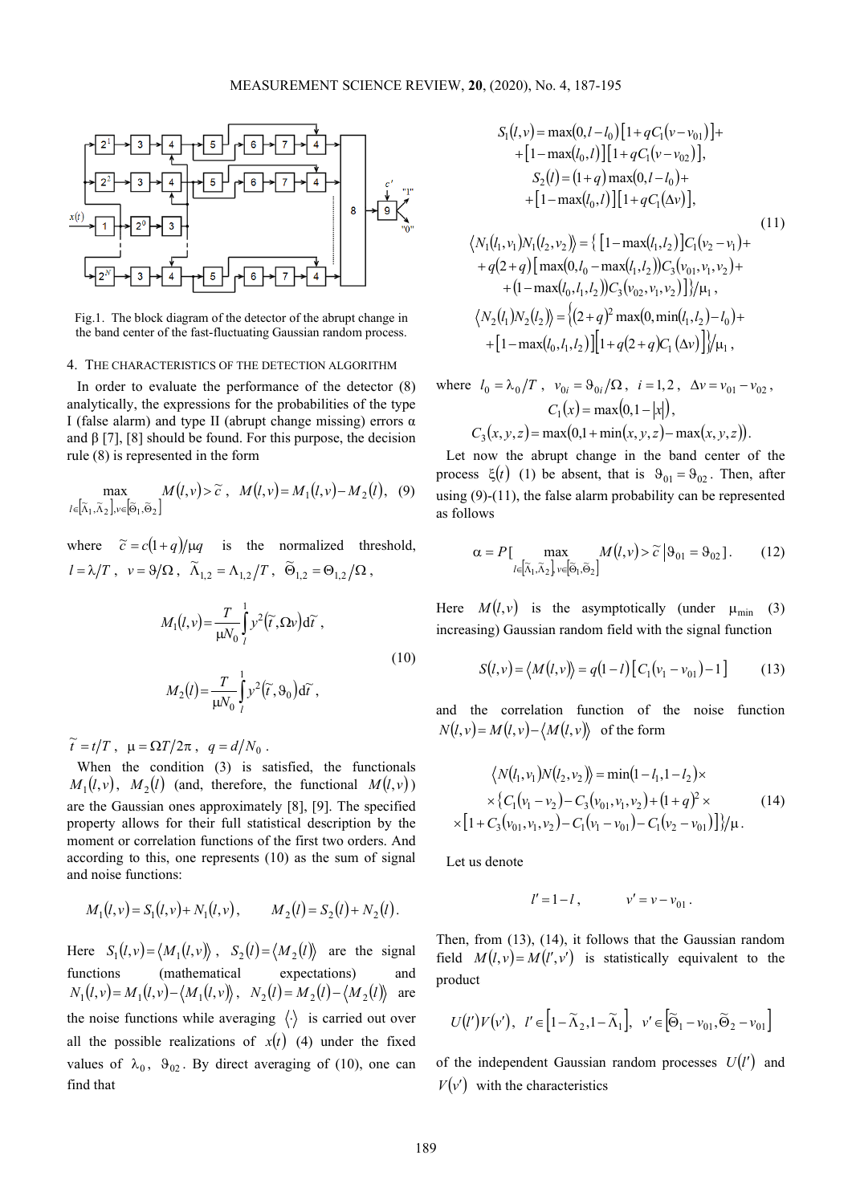Fig.1. The block diagram of the detector of the abrupt change in the band center of the fast-fluctuating Gaussian random process.

## 4. THE CHARACTERISTICS OF THE DETECTION ALGORITHM

In order to evaluate the performance of the detector (8) analytically, the expressions for the probabilities of the type I (false alarm) and type II (abrupt change missing) errors α and β [7], [8] should be found. For this purpose, the decision rule (8) is represented in the form

$$\max_{l\in[\tilde{\Lambda}_1,\tilde{\Lambda}_2],v\in[\tilde{\Theta}_1,\tilde{\Theta}_2]} M(l,v) > \tilde{c}\,,\quad M(l,v)=M_1(l,v)-M_2(l), \quad (9)$$

where $\tilde{c}=c(1+q)/\mu q$ is the normalized threshold, $l=\lambda/T$, $v=\vartheta/\Omega$, $\tilde{\Lambda}_{1,2}=\Lambda_{1,2}/T$, $\tilde{\Theta}_{1,2}=\Theta_{1,2}/\Omega$,

$$M_1(l,v)=\frac{T}{\mu N_0}\int_l^1 y^2(\tilde{t},\Omega v)\,\mathrm{d}\tilde{t}\,,$$

$$M_2(l)=\frac{T}{\mu N_0}\int_l^1 y^2(\tilde{t},\vartheta_0)\,\mathrm{d}\tilde{t}\,, \quad (10)$$

$\tilde{t}=t/T$, $\mu=\Omega T/2\pi$, $q=d/N_0$.

When the condition (3) is satisfied, the functionals $M_1(l,v)$, $M_2(l)$ (and, therefore, the functional $M(l,v)$) are the Gaussian ones approximately [8], [9]. The specified property allows for their full statistical description by the moment or correlation functions of the first two orders. And according to this, one represents (10) as the sum of signal and noise functions:

$$M_1(l,v)=S_1(l,v)+N_1(l,v), \qquad M_2(l)=S_2(l)+N_2(l).$$

Here $S_1(l,v)=\langle M_1(l,v)\rangle$, $S_2(l)=\langle M_2(l)\rangle$ are the signal functions (mathematical expectations) and $N_1(l,v)=M_1(l,v)-\langle M_1(l,v)\rangle$, $N_2(l)=M_2(l)-\langle M_2(l)\rangle$ are the noise functions while averaging $\langle\cdot\rangle$ is carried out over all the possible realizations of $x(t)$ (4) under the fixed values of $\lambda_0$, $\vartheta_{02}$. By direct averaging of (10), one can find that

$$S_1(l,v)=\max(0,l-l_0)\left[1+qC_1(v-v_{01})\right]+$$
$$+\left[1-\max(l_0,l)\right]\left[1+qC_1(v-v_{02})\right],$$
$$S_2(l)=(1+q)\max(0,l-l_0)+$$
$$+\left[1-\max(l_0,l)\right]\left[1+qC_1(\Delta v)\right],$$
$$\langle N_1(l_1,v_1)N_1(l_2,v_2)\rangle=\{\left[1-\max(l_1,l_2)\right]C_1(v_2-v_1)+$$
$$+q(2+q)\left[\max(0,l_0-\max(l_1,l_2))C_3(v_{01},v_1,v_2)+\right.$$
$$\left.+(1-\max(l_0,l_1,l_2))C_3(v_{02},v_1,v_2)\right]\}/\mu_1\,,$$
$$\langle N_2(l_1)N_2(l_2)\rangle=\{(2+q)^2\max(0,\min(l_1,l_2)-l_0)+$$
$$+\left[1-\max(l_0,l_1,l_2)\right]\left[1+q(2+q)C_1(\Delta v)\right]\}/\mu_1\,, \quad (11)$$

where $l_0=\lambda_0/T$, $v_{0i}=\vartheta_{0i}/\Omega$, $i=1,2$, $\Delta v=v_{01}-v_{02}$,

$$C_1(x)=\max(0,1-|x|),$$
$$C_3(x,y,z)=\max(0,1+\min(x,y,z)-\max(x,y,z)).$$

Let now the abrupt change in the band center of the process $\xi(t)$ (1) be absent, that is $\vartheta_{01}=\vartheta_{02}$. Then, after using (9)-(11), the false alarm probability can be represented as follows

$$\alpha=P\left[\max_{l\in[\tilde{\Lambda}_1,\tilde{\Lambda}_2],v\in[\tilde{\Theta}_1,\tilde{\Theta}_2]} M(l,v)>\tilde{c}\,\middle|\,\vartheta_{01}=\vartheta_{02}\right]. \quad (12)$$

Here $M(l,v)$ is the asymptotically (under $\mu_{\min}$ (3) increasing) Gaussian random field with the signal function

$$S(l,v)=\langle M(l,v)\rangle=q(1-l)\left[C_1(v_1-v_{01})-1\right] \quad (13)$$

and the correlation function of the noise function $N(l,v)=M(l,v)-\langle M(l,v)\rangle$ of the form

$$\langle N(l_1,v_1)N(l_2,v_2)\rangle=\min(1-l_1,1-l_2)\times$$
$$\times\{C_1(v_1-v_2)-C_3(v_{01},v_1,v_2)+(1+q)^2\times$$
$$\times\left[1+C_3(v_{01},v_1,v_2)-C_1(v_1-v_{01})-C_1(v_2-v_{01})\right]\}/\mu\,. \quad (14)$$

Let us denote

$$l'=1-l\,, \qquad v'=v-v_{01}\,.$$

Then, from (13), (14), it follows that the Gaussian random field $M(l,v)=M(l',v')$ is statistically equivalent to the product

$$U(l')V(v'),\ \ l'\in\left[1-\tilde{\Lambda}_2,1-\tilde{\Lambda}_1\right],\ \ v'\in\left[\tilde{\Theta}_1-v_{01},\tilde{\Theta}_2-v_{01}\right]$$

of the independent Gaussian random processes $U(l')$ and $V(v')$ with the characteristics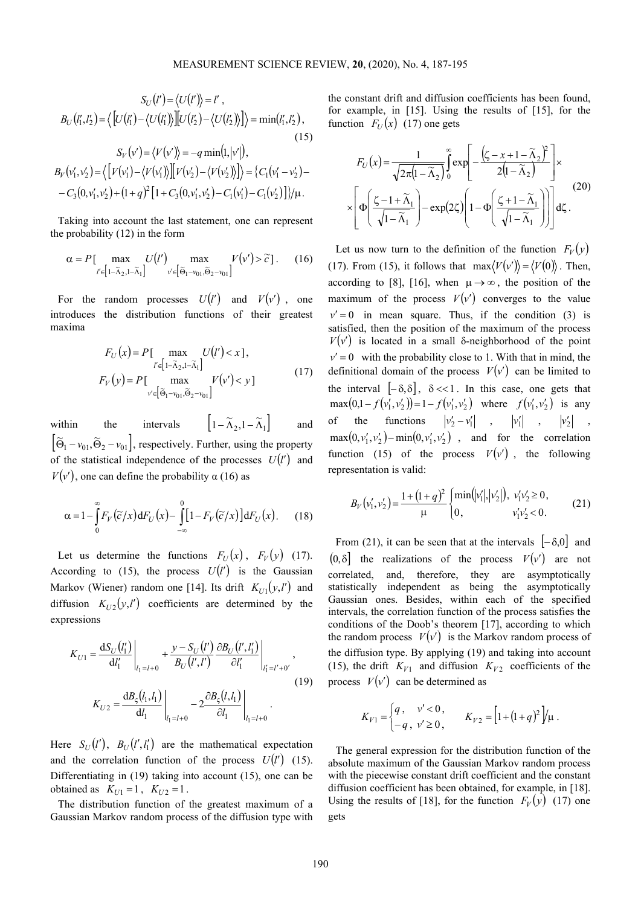$$S_U(l') = \langle U(l') \rangle = l' ,$$

$$B_U(l_1', l_2') = \langle [U(l_1') - \langle U(l_1') \rangle][U(l_2') - \langle U(l_2') \rangle] \rangle = \min(l_1', l_2'), \tag{15}$$

$$S_V(v') = \langle V(v') \rangle = -q \min(1, |v'|),$$

$$B_V(v_1', v_2') = \langle [V(v_1') - \langle V(v_1') \rangle][V(v_2') - \langle V(v_2') \rangle] \rangle = \{C_1(v_1' - v_2') - C_3(0, v_1', v_2') + (1+q)^2 [1 + C_3(0, v_1', v_2') - C_1(v_1') - C_1(v_2')]\}/\mu .$$

Taking into account the last statement, one can represent the probability (12) in the form

$$\alpha = P[\max_{l' \in [1-\tilde{\Lambda}_2, 1-\tilde{\Lambda}_1]} U(l') \max_{v' \in [\tilde{\Theta}_1 - v_{01}, \tilde{\Theta}_2 - v_{01}]} V(v') > \tilde{c}] . \tag{16}$$

For the random processes $U(l')$ and $V(v')$, one introduces the distribution functions of their greatest maxima

$$F_U(x) = P[\max_{l' \in [1-\tilde{\Lambda}_2, 1-\tilde{\Lambda}_1]} U(l') < x],$$
$$F_V(y) = P[\max_{v' \in [\tilde{\Theta}_1 - v_{01}, \tilde{\Theta}_2 - v_{01}]} V(v') < y] \tag{17}$$

within the intervals $[1-\tilde{\Lambda}_2, 1-\tilde{\Lambda}_1]$ and $[\tilde{\Theta}_1 - v_{01}, \tilde{\Theta}_2 - v_{01}]$, respectively. Further, using the property of the statistical independence of the processes $U(l')$ and $V(v')$, one can define the probability α (16) as

$$\alpha = 1 - \int_0^\infty F_V(\tilde{c}/x) \mathrm{d}F_U(x) - \int_{-\infty}^0 [1 - F_V(\tilde{c}/x)] \mathrm{d}F_U(x) . \tag{18}$$

Let us determine the functions $F_U(x)$, $F_V(y)$ (17). According to (15), the process $U(l')$ is the Gaussian Markov (Wiener) random one [14]. Its drift $K_{U1}(y, l')$ and diffusion $K_{U2}(y, l')$ coefficients are determined by the expressions

$$K_{U1} = \left. \frac{\mathrm{d}S_U(l_1')}{\mathrm{d}l_1'} \right|_{l_1 = l+0} + \left. \frac{y - S_U(l')}{B_U(l', l')} \frac{\partial B_U(l', l_1')}{\partial l_1'} \right|_{l_1' = l' + 0} ,$$
$$K_{U2} = \left. \frac{\mathrm{d}B_\varsigma(l_1, l_1)}{\mathrm{d}l_1} \right|_{l_1 = l+0} - 2 \left. \frac{\partial B_\varsigma(l, l_1)}{\partial l_1} \right|_{l_1 = l+0} . \tag{19}$$

Here $S_U(l')$, $B_U(l', l_1')$ are the mathematical expectation and the correlation function of the process $U(l')$ (15). Differentiating in (19) taking into account (15), one can be obtained as $K_{U1} = 1$, $K_{U2} = 1$.

The distribution function of the greatest maximum of a Gaussian Markov random process of the diffusion type with the constant drift and diffusion coefficients has been found, for example, in [15]. Using the results of [15], for the function $F_U(x)$ (17) one gets

$$F_U(x) = \frac{1}{\sqrt{2\pi(1-\tilde{\Lambda}_2)}} \int_0^\infty \exp\left[ -\frac{(\zeta - x + 1 - \tilde{\Lambda}_2)^2}{2(1-\tilde{\Lambda}_2)} \right] \times \left[ \Phi\left( \frac{\zeta - 1 + \tilde{\Lambda}_1}{\sqrt{1-\tilde{\Lambda}_1}} \right) - \exp(2\zeta) \left( 1 - \Phi\left( \frac{\zeta + 1 - \tilde{\Lambda}_1}{\sqrt{1-\tilde{\Lambda}_1}} \right) \right) \right] \mathrm{d}\zeta . \tag{20}$$

Let us now turn to the definition of the function $F_V(y)$ (17). From (15), it follows that $\max\langle V(v') \rangle = \langle V(0) \rangle$. Then, according to [8], [16], when $\mu \to \infty$, the position of the maximum of the process $V(v')$ converges to the value $v' = 0$ in mean square. Thus, if the condition (3) is satisfied, then the position of the maximum of the process $V(v')$ is located in a small δ-neighborhood of the point $v' = 0$ with the probability close to 1. With that in mind, the definitional domain of the process $V(v')$ can be limited to the interval $[-\delta, \delta]$, $\delta << 1$. In this case, one gets that $\max(0, 1 - f(v_1', v_2')) = 1 - f(v_1', v_2')$ where $f(v_1', v_2')$ is any of the functions $|v_2' - v_1'|$, $|v_1'|$, $|v_2'|$, $\max(0, v_1', v_2') - \min(0, v_1', v_2')$, and for the correlation function (15) of the process $V(v')$, the following representation is valid:

$$B_V(v_1', v_2') = \frac{1 + (1+q)^2}{\mu} \begin{cases} \min(|v_1'|, |v_2'|), & v_1' v_2' \geq 0, \\ 0, & v_1' v_2' < 0. \end{cases} \tag{21}$$

From (21), it can be seen that at the intervals $[-\delta, 0]$ and $(0, \delta]$ the realizations of the process $V(v')$ are not correlated, and, therefore, they are asymptotically statistically independent as being the asymptotically Gaussian ones. Besides, within each of the specified intervals, the correlation function of the process satisfies the conditions of the Doob's theorem [17], according to which the random process $V(v')$ is the Markov random process of the diffusion type. By applying (19) and taking into account (15), the drift $K_{V1}$ and diffusion $K_{V2}$ coefficients of the process $V(v')$ can be determined as

$$K_{V1} = \begin{cases} q, & v' < 0, \\ -q, & v' \geq 0, \end{cases} \qquad K_{V2} = [1 + (1+q)^2]/\mu .$$

The general expression for the distribution function of the absolute maximum of the Gaussian Markov random process with the piecewise constant drift coefficient and the constant diffusion coefficient has been obtained, for example, in [18]. Using the results of [18], for the function $F_V(y)$ (17) one gets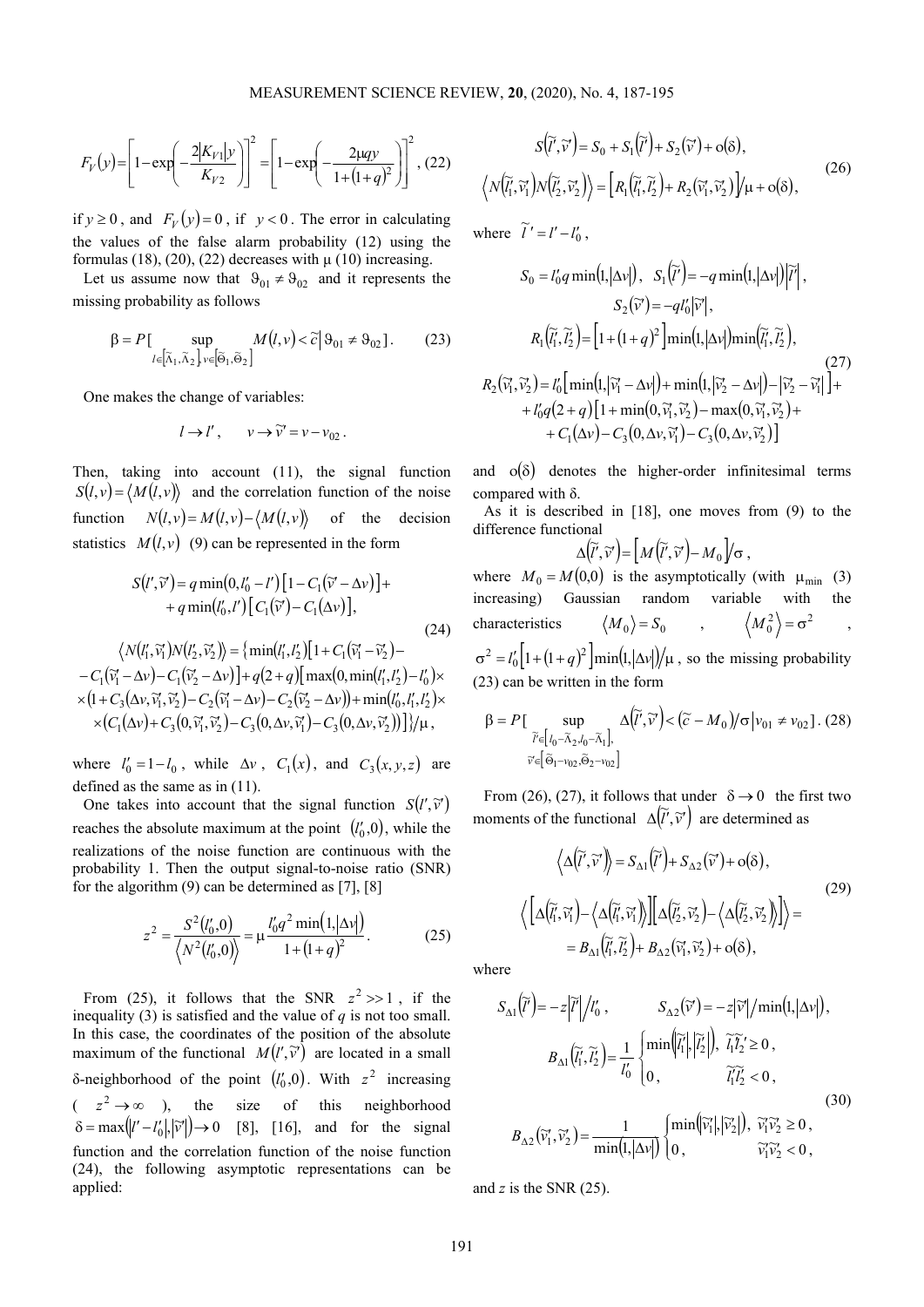$$F_V(y) = \left[1 - \exp\left(-\frac{2|K_{V1}|y}{K_{V2}}\right)\right]^2 = \left[1 - \exp\left(-\frac{2\mu q y}{1+(1+q)^2}\right)\right]^2, \quad (22)$$

if $y \geq 0$, and $F_V(y) = 0$, if $y < 0$. The error in calculating the values of the false alarm probability (12) using the formulas (18), (20), (22) decreases with $\mu$ (10) increasing.

Let us assume now that $\vartheta_{01} \neq \vartheta_{02}$ and it represents the missing probability as follows

$$\beta = P\left[\sup_{l\in[\tilde{\Lambda}_1,\tilde{\Lambda}_2],\, v\in[\tilde{\Theta}_1,\tilde{\Theta}_2]} M(l,v) < \tilde{c} \,\middle|\, \vartheta_{01} \neq \vartheta_{02}\right]. \quad (23)$$

One makes the change of variables:

$$l \to l', \qquad v \to \tilde{v}' = v - v_{02}.$$

Then, taking into account (11), the signal function $S(l,v) = \langle M(l,v)\rangle$ and the correlation function of the noise function $N(l,v) = M(l,v) - \langle M(l,v)\rangle$ of the decision statistics $M(l,v)$ (9) can be represented in the form

$$\begin{aligned} S(l',\tilde{v}') &= q\min(0, l'_0 - l')\left[1 - C_1(\tilde{v}' - \Delta v)\right] + \\ &+ q\min(l'_0, l')\left[C_1(\tilde{v}') - C_1(\Delta v)\right], \end{aligned}$$

$$\begin{aligned} \langle N(l'_1,\tilde{v}'_1)N(l'_2,\tilde{v}'_2)\rangle &= \{\min(l'_1,l'_2)\left[1 + C_1(\tilde{v}'_1 - \tilde{v}'_2) - \right. \\ &\left. - C_1(\tilde{v}'_1 - \Delta v) - C_1(\tilde{v}'_2 - \Delta v)\right] + q(2+q)\left[\max(0, \min(l'_1,l'_2) - l'_0)\times \right. \\ &\times\left(1 + C_3(\Delta v, \tilde{v}'_1, \tilde{v}'_2) - C_2(\tilde{v}'_1 - \Delta v) - C_2(\tilde{v}'_2 - \Delta v)\right) + \min(l'_0, l'_1, l'_2)\times \\ &\times\left.\left(C_1(\Delta v) + C_3(0, \tilde{v}'_1, \tilde{v}'_2) - C_3(0, \Delta v, \tilde{v}'_1) - C_3(0, \Delta v, \tilde{v}'_2)\right)\right]\}/\mu, \end{aligned} \quad (24)$$

where $l'_0 = 1 - l_0$, while $\Delta v$, $C_1(x)$, and $C_3(x,y,z)$ are defined as the same as in (11).

One takes into account that the signal function $S(l',\tilde{v}')$ reaches the absolute maximum at the point $(l'_0, 0)$, while the realizations of the noise function are continuous with the probability 1. Then the output signal-to-noise ratio (SNR) for the algorithm (9) can be determined as [7], [8]

$$z^2 = \frac{S^2(l'_0,0)}{\langle N^2(l'_0,0)\rangle} = \mu\frac{l'_0 q^2\min(1,|\Delta v|)}{1+(1+q)^2}. \quad (25)$$

From (25), it follows that the SNR $z^2 \gg 1$, if the inequality (3) is satisfied and the value of $q$ is not too small. In this case, the coordinates of the position of the absolute maximum of the functional $M(l',\tilde{v}')$ are located in a small $\delta$-neighborhood of the point $(l'_0, 0)$. With $z^2$ increasing ($z^2 \to \infty$), the size of this neighborhood $\delta = \max(|l' - l'_0|, |\tilde{v}'|) \to 0$ [8], [16], and for the signal function and the correlation function of the noise function (24), the following asymptotic representations can be applied:

$$\begin{aligned} S(l',\tilde{v}') &= S_0 + S_1(\tilde{l}') + S_2(\tilde{v}') + o(\delta), \\ \langle N(\tilde{l}'_1,\tilde{v}'_1)N(\tilde{l}'_2,\tilde{v}'_2)\rangle &= \left[R_1(\tilde{l}'_1,\tilde{l}'_2) + R_2(\tilde{v}'_1,\tilde{v}'_2)\right]/\mu + o(\delta), \end{aligned} \quad (26)$$

where $\tilde{l}' = l' - l'_0$,

$$\begin{aligned} &S_0 = l'_0 q\min(1,|\Delta v|), \quad S_1(\tilde{l}') = -q\min(1,|\Delta v|)|\tilde{l}'|, \\ &S_2(\tilde{v}') = -q l'_0|\tilde{v}'|, \\ &R_1(\tilde{l}'_1,\tilde{l}'_2) = \left[1+(1+q)^2\right]\min(1,|\Delta v|)\min(\tilde{l}'_1,\tilde{l}'_2), \\ &R_2(\tilde{v}'_1,\tilde{v}'_2) = l'_0\left[\min(1,|\tilde{v}'_1 - \Delta v|) + \min(1,|\tilde{v}'_2 - \Delta v|) - |\tilde{v}'_2 - \tilde{v}'_1|\right] + \\ &\quad + l'_0 q(2+q)\left[1 + \min(0,\tilde{v}'_1,\tilde{v}'_2) - \max(0,\tilde{v}'_1,\tilde{v}'_2) + \right. \\ &\quad \left. + C_1(\Delta v) - C_3(0,\Delta v,\tilde{v}'_1) - C_3(0,\Delta v,\tilde{v}'_2)\right] \end{aligned} \quad (27)$$

and $o(\delta)$ denotes the higher-order infinitesimal terms compared with $\delta$.

As it is described in [18], one moves from (9) to the difference functional

$$\Delta(\tilde{l}',\tilde{v}') = \left[M(\tilde{l}',\tilde{v}') - M_0\right]/\sigma,$$

where $M_0 = M(0,0)$ is the asymptotically (with $\mu_{\min}$ (3) increasing) Gaussian random variable with the characteristics $\langle M_0\rangle = S_0$, $\langle M_0^2\rangle = \sigma^2$, $\sigma^2 = l'_0\left[1+(1+q)^2\right]\min(1,|\Delta v|)/\mu$, so the missing probability (23) can be written in the form

$$\beta = P\left[\sup_{\tilde{l}'\in[l_0 - \tilde{\Lambda}_2, l_0 - \tilde{\Lambda}_1],\, \tilde{v}'\in[\tilde{\Theta}_1 - v_{02}, \tilde{\Theta}_2 - v_{02}]} \Delta(\tilde{l}',\tilde{v}') < (\tilde{c} - M_0)/\sigma \,\middle|\, v_{01} \neq v_{02}\right]. \quad (28)$$

From (26), (27), it follows that under $\delta \to 0$ the first two moments of the functional $\Delta(\tilde{l}',\tilde{v}')$ are determined as

$$\begin{aligned} &\langle\Delta(\tilde{l}',\tilde{v}')\rangle = S_{\Delta1}(\tilde{l}') + S_{\Delta2}(\tilde{v}') + o(\delta), \\ &\left\langle\left[\Delta(\tilde{l}'_1,\tilde{v}'_1) - \langle\Delta(\tilde{l}'_1,\tilde{v}'_1)\rangle\right]\left[\Delta(\tilde{l}'_2,\tilde{v}'_2) - \langle\Delta(\tilde{l}'_2,\tilde{v}'_2)\rangle\right]\right\rangle = \\ &= B_{\Delta1}(\tilde{l}'_1,\tilde{l}'_2) + B_{\Delta2}(\tilde{v}'_1,\tilde{v}'_2) + o(\delta), \end{aligned} \quad (29)$$

where

$$\begin{aligned} &S_{\Delta1}(\tilde{l}') = -z|\tilde{l}'|/l'_0, \qquad S_{\Delta2}(\tilde{v}') = -z|\tilde{v}'|/\min(1,|\Delta v|), \\ &B_{\Delta1}(\tilde{l}'_1,\tilde{l}'_2) = \frac{1}{l'_0}\begin{cases}\min(|\tilde{l}'_1|,|\tilde{l}'_2|), & \tilde{l}'_1\tilde{l}'_2 \geq 0, \\ 0, & \tilde{l}'_1\tilde{l}'_2 < 0,\end{cases} \\ &B_{\Delta2}(\tilde{v}'_1,\tilde{v}'_2) = \frac{1}{\min(1,|\Delta v|)}\begin{cases}\min(|\tilde{v}'_1|,|\tilde{v}'_2|), & \tilde{v}'_1\tilde{v}'_2 \geq 0, \\ 0, & \tilde{v}'_1\tilde{v}'_2 < 0,\end{cases} \end{aligned} \quad (30)$$

and $z$ is the SNR (25).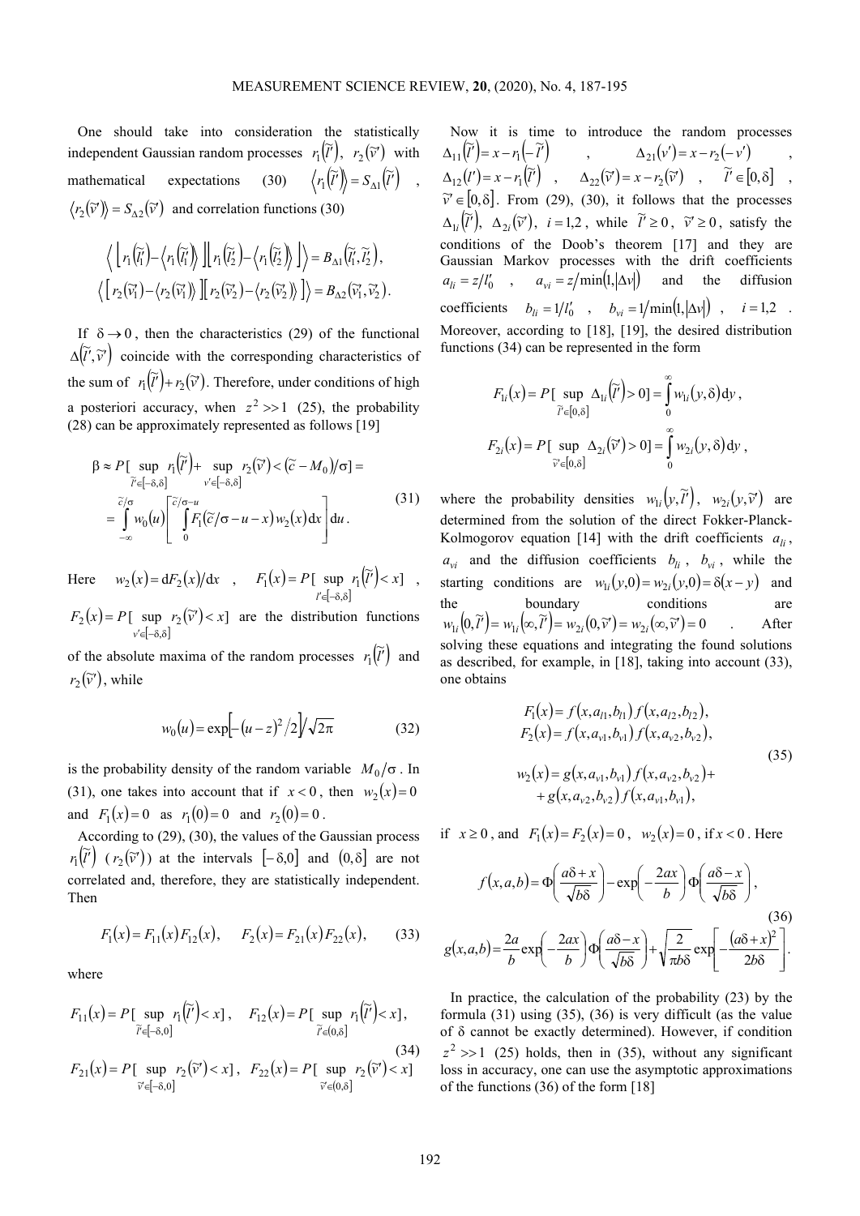One should take into consideration the statistically independent Gaussian random processes $r_1(\tilde{l}')$, $r_2(\tilde{v}')$ with mathematical expectations (30) $\langle r_1(\tilde{l}')\rangle = S_{\Delta 1}(\tilde{l}')$, $\langle r_2(\tilde{v}')\rangle = S_{\Delta 2}(\tilde{v}')$ and correlation functions (30)

$$\left\langle \left[r_1(\tilde{l}_1')-\langle r_1(\tilde{l}_1')\rangle\right]\left[r_1(\tilde{l}_2')-\langle r_1(\tilde{l}_2')\rangle\right]\right\rangle = B_{\Delta 1}(\tilde{l}_1', \tilde{l}_2'),$$
$$\left\langle \left[r_2(\tilde{v}_1')-\langle r_2(\tilde{v}_1')\rangle\right]\left[r_2(\tilde{v}_2')-\langle r_2(\tilde{v}_2')\rangle\right]\right\rangle = B_{\Delta 2}(\tilde{v}_1', \tilde{v}_2').$$

If $\delta \to 0$, then the characteristics (29) of the functional $\Delta(\tilde{l}', \tilde{v}')$ coincide with the corresponding characteristics of the sum of $r_1(\tilde{l}') + r_2(\tilde{v}')$. Therefore, under conditions of high a posteriori accuracy, when $z^2 >> 1$ (25), the probability (28) can be approximately represented as follows [19]

$$\beta \approx P[\sup_{\tilde{l}' \in [-\delta,\delta]} r_1(\tilde{l}') + \sup_{v' \in [-\delta,\delta]} r_2(\tilde{v}') < (\tilde{c} - M_0)/\sigma] = \int_{-\infty}^{\tilde{c}/\sigma} w_0(u)\left[\int_0^{\tilde{c}/\sigma - u} F_1(\tilde{c}/\sigma - u - x) w_2(x) \mathrm{d}x\right]\mathrm{d}u. \tag{31}$$

Here $w_2(x) = \mathrm{d}F_2(x)/\mathrm{d}x$, $F_1(x) = P[\sup_{l' \in [-\delta,\delta]} r_1(\tilde{l}') < x]$, $F_2(x) = P[\sup_{v' \in [-\delta,\delta]} r_2(\tilde{v}') < x]$ are the distribution functions of the absolute maxima of the random processes $r_1(\tilde{l}')$ and $r_2(\tilde{v}')$, while

$$w_0(u) = \exp\left[-(u-z)^2/2\right]/\sqrt{2\pi} \tag{32}$$

is the probability density of the random variable $M_0/\sigma$. In (31), one takes into account that if $x < 0$, then $w_2(x) = 0$ and $F_1(x) = 0$ as $r_1(0) = 0$ and $r_2(0) = 0$.

According to (29), (30), the values of the Gaussian process $r_1(\tilde{l}')$ ($r_2(\tilde{v}')$) at the intervals $[-\delta, 0]$ and $(0, \delta]$ are not correlated and, therefore, they are statistically independent. Then

$$F_1(x) = F_{11}(x)F_{12}(x), \quad F_2(x) = F_{21}(x)F_{22}(x), \tag{33}$$

where

$$F_{11}(x) = P[\sup_{\tilde{l}' \in [-\delta,0]} r_1(\tilde{l}') < x], \quad F_{12}(x) = P[\sup_{\tilde{l}' \in (0,\delta]} r_1(\tilde{l}') < x],$$
$$F_{21}(x) = P[\sup_{\tilde{v}' \in [-\delta,0]} r_2(\tilde{v}') < x], \quad F_{22}(x) = P[\sup_{\tilde{v}' \in (0,\delta]} r_2(\tilde{v}') < x] \tag{34}$$

Now it is time to introduce the random processes $\Delta_{11}(\tilde{l}') = x - r_1(-\tilde{l}')$, $\Delta_{21}(v') = x - r_2(-v')$, $\Delta_{12}(l') = x - r_1(\tilde{l}')$, $\Delta_{22}(\tilde{v}') = x - r_2(\tilde{v}')$, $\tilde{l}' \in [0, \delta]$, $\tilde{v}' \in [0, \delta]$. From (29), (30), it follows that the processes $\Delta_{1i}(\tilde{l}')$, $\Delta_{2i}(\tilde{v}')$, $i = 1,2$, while $\tilde{l}' \geq 0$, $\tilde{v}' \geq 0$, satisfy the conditions of the Doob's theorem [17] and they are Gaussian Markov processes with the drift coefficients $a_{li} = z/l_0'$, $a_{vi} = z/\min(1, |\Delta v|)$ and the diffusion coefficients $b_{li} = 1/l_0'$, $b_{vi} = 1/\min(1, |\Delta v|)$, $i = 1,2$. Moreover, according to [18], [19], the desired distribution functions (34) can be represented in the form

$$F_{1i}(x) = P[\sup_{\tilde{l}' \in [0,\delta]} \Delta_{1i}(\tilde{l}') > 0] = \int_0^\infty w_{1i}(y, \delta)\mathrm{d}y,$$
$$F_{2i}(x) = P[\sup_{\tilde{v}' \in [0,\delta]} \Delta_{2i}(\tilde{v}') > 0] = \int_0^\infty w_{2i}(y, \delta)\mathrm{d}y,$$

where the probability densities $w_{1i}(y, \tilde{l}')$, $w_{2i}(y, \tilde{v}')$ are determined from the solution of the direct Fokker-Planck-Kolmogorov equation [14] with the drift coefficients $a_{li}$, $a_{vi}$ and the diffusion coefficients $b_{li}$, $b_{vi}$, while the starting conditions are $w_{1i}(y, 0) = w_{2i}(y, 0) = \delta(x - y)$ and the boundary conditions are $w_{1i}(0, \tilde{l}') = w_{1i}(\infty, \tilde{l}') = w_{2i}(0, \tilde{v}') = w_{2i}(\infty, \tilde{v}') = 0$. After solving these equations and integrating the found solutions as described, for example, in [18], taking into account (33), one obtains

$$\begin{aligned} F_1(x) &= f(x, a_{l1}, b_{l1}) f(x, a_{l2}, b_{l2}), \\ F_2(x) &= f(x, a_{v1}, b_{v1}) f(x, a_{v2}, b_{v2}), \\ w_2(x) &= g(x, a_{v1}, b_{v1}) f(x, a_{v2}, b_{v2}) + \\ &+ g(x, a_{v2}, b_{v2}) f(x, a_{v1}, b_{v1}), \end{aligned} \tag{35}$$

if $x \geq 0$, and $F_1(x) = F_2(x) = 0$, $w_2(x) = 0$, if $x < 0$. Here

$$f(x, a, b) = \Phi\left(\frac{a\delta + x}{\sqrt{b\delta}}\right) - \exp\left(-\frac{2ax}{b}\right)\Phi\left(\frac{a\delta - x}{\sqrt{b\delta}}\right),$$
$$g(x, a, b) = \frac{2a}{b}\exp\left(-\frac{2ax}{b}\right)\Phi\left(\frac{a\delta - x}{\sqrt{b\delta}}\right) + \sqrt{\frac{2}{\pi b\delta}}\exp\left[-\frac{(a\delta + x)^2}{2b\delta}\right]. \tag{36}$$

In practice, the calculation of the probability (23) by the formula (31) using (35), (36) is very difficult (as the value of $\delta$ cannot be exactly determined). However, if condition $z^2 >> 1$ (25) holds, then in (35), without any significant loss in accuracy, one can use the asymptotic approximations of the functions (36) of the form [18]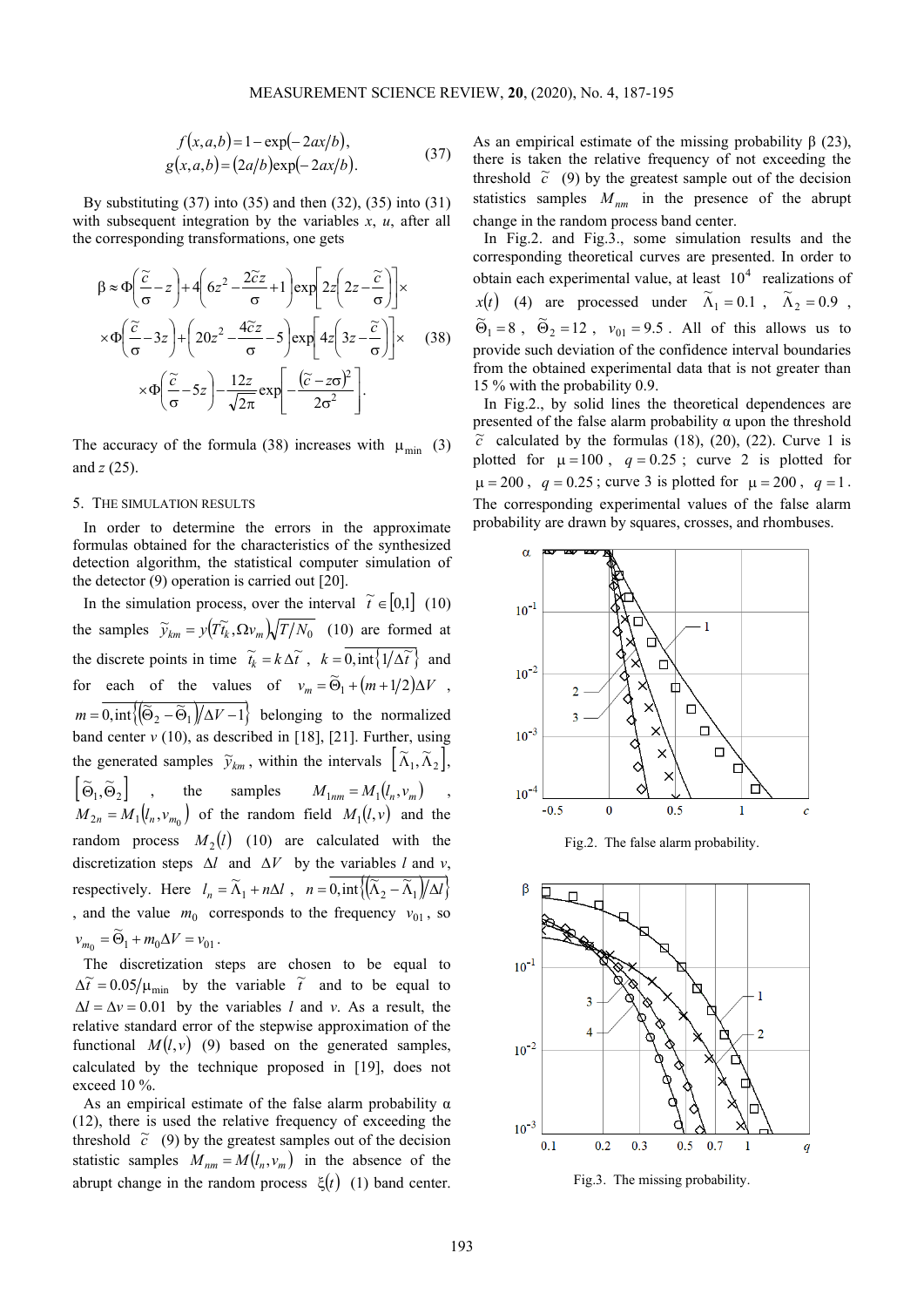$$f(x,a,b) = 1 - \exp(-2ax/b),$$
$$g(x,a,b) = (2a/b)\exp(-2ax/b). \tag{37}$$

By substituting (37) into (35) and then (32), (35) into (31) with subsequent integration by the variables $x$, $u$, after all the corresponding transformations, one gets

$$\beta \approx \Phi\left(\frac{\tilde{c}}{\sigma} - z\right) + 4\left(6z^2 - \frac{2\tilde{c}z}{\sigma} + 1\right)\exp\left[2z\left(2z - \frac{\tilde{c}}{\sigma}\right)\right] \times$$
$$\times \Phi\left(\frac{\tilde{c}}{\sigma} - 3z\right) + \left(20z^2 - \frac{4\tilde{c}z}{\sigma} - 5\right)\exp\left[4z\left(3z - \frac{\tilde{c}}{\sigma}\right)\right] \times \tag{38}$$
$$\times \Phi\left(\frac{\tilde{c}}{\sigma} - 5z\right) - \frac{12z}{\sqrt{2\pi}}\exp\left[-\frac{(\tilde{c} - z\sigma)^2}{2\sigma^2}\right].$$

The accuracy of the formula (38) increases with $\mu_{\min}$ (3) and $z$ (25).

## 5. The simulation results

In order to determine the errors in the approximate formulas obtained for the characteristics of the synthesized detection algorithm, the statistical computer simulation of the detector (9) operation is carried out [20].

In the simulation process, over the interval $\tilde{t} \in [0,1]$ (10) the samples $\tilde{y}_{km} = y(T\tilde{t}_k, \Omega v_m)\sqrt{T/N_0}$ (10) are formed at the discrete points in time $\tilde{t}_k = k\Delta\tilde{t}$, $k = \overline{0, \text{int}\{1/\Delta\tilde{t}\}}$ and for each of the values of $v_m = \tilde{\Theta}_1 + (m + 1/2)\Delta V$, $m = \overline{0, \text{int}\{(\tilde{\Theta}_2 - \tilde{\Theta}_1)/\Delta V - 1\}}$ belonging to the normalized band center $v$ (10), as described in [18], [21]. Further, using the generated samples $\tilde{y}_{km}$, within the intervals $[\tilde{\Lambda}_1, \tilde{\Lambda}_2]$, $[\tilde{\Theta}_1, \tilde{\Theta}_2]$, the samples $M_{1nm} = M_1(l_n, v_m)$, $M_{2n} = M_1(l_n, v_{m_0})$ of the random field $M_1(l,v)$ and the random process $M_2(l)$ (10) are calculated with the discretization steps $\Delta l$ and $\Delta V$ by the variables $l$ and $v$, respectively. Here $l_n = \tilde{\Lambda}_1 + n\Delta l$, $n = \overline{0, \text{int}\{(\tilde{\Lambda}_2 - \tilde{\Lambda}_1)/\Delta l\}}$, and the value $m_0$ corresponds to the frequency $v_{01}$, so $v_{m_0} = \tilde{\Theta}_1 + m_0\Delta V = v_{01}$.

The discretization steps are chosen to be equal to $\Delta\tilde{t} = 0.05/\mu_{\min}$ by the variable $\tilde{t}$ and to be equal to $\Delta l = \Delta v = 0.01$ by the variables $l$ and $v$. As a result, the relative standard error of the stepwise approximation of the functional $M(l,v)$ (9) based on the generated samples, calculated by the technique proposed in [19], does not exceed 10 %.

As an empirical estimate of the false alarm probability $\alpha$ (12), there is used the relative frequency of exceeding the threshold $\tilde{c}$ (9) by the greatest samples out of the decision statistic samples $M_{nm} = M(l_n, v_m)$ in the absence of the abrupt change in the random process $\xi(t)$ (1) band center.

As an empirical estimate of the missing probability $\beta$ (23), there is taken the relative frequency of not exceeding the threshold $\tilde{c}$ (9) by the greatest sample out of the decision statistics samples $M_{nm}$ in the presence of the abrupt change in the random process band center.

In Fig.2. and Fig.3., some simulation results and the corresponding theoretical curves are presented. In order to obtain each experimental value, at least $10^4$ realizations of $x(t)$ (4) are processed under $\tilde{\Lambda}_1 = 0.1$, $\tilde{\Lambda}_2 = 0.9$, $\tilde{\Theta}_1 = 8$, $\tilde{\Theta}_2 = 12$, $v_{01} = 9.5$. All of this allows us to provide such deviation of the confidence interval boundaries from the obtained experimental data that is not greater than 15 % with the probability 0.9.

In Fig.2., by solid lines the theoretical dependences are presented of the false alarm probability $\alpha$ upon the threshold $\tilde{c}$ calculated by the formulas (18), (20), (22). Curve 1 is plotted for $\mu = 100$, $q = 0.25$; curve 2 is plotted for $\mu = 200$, $q = 0.25$; curve 3 is plotted for $\mu = 200$, $q = 1$. The corresponding experimental values of the false alarm probability are drawn by squares, crosses, and rhombuses.

Fig.2. The false alarm probability.

Fig.3. The missing probability.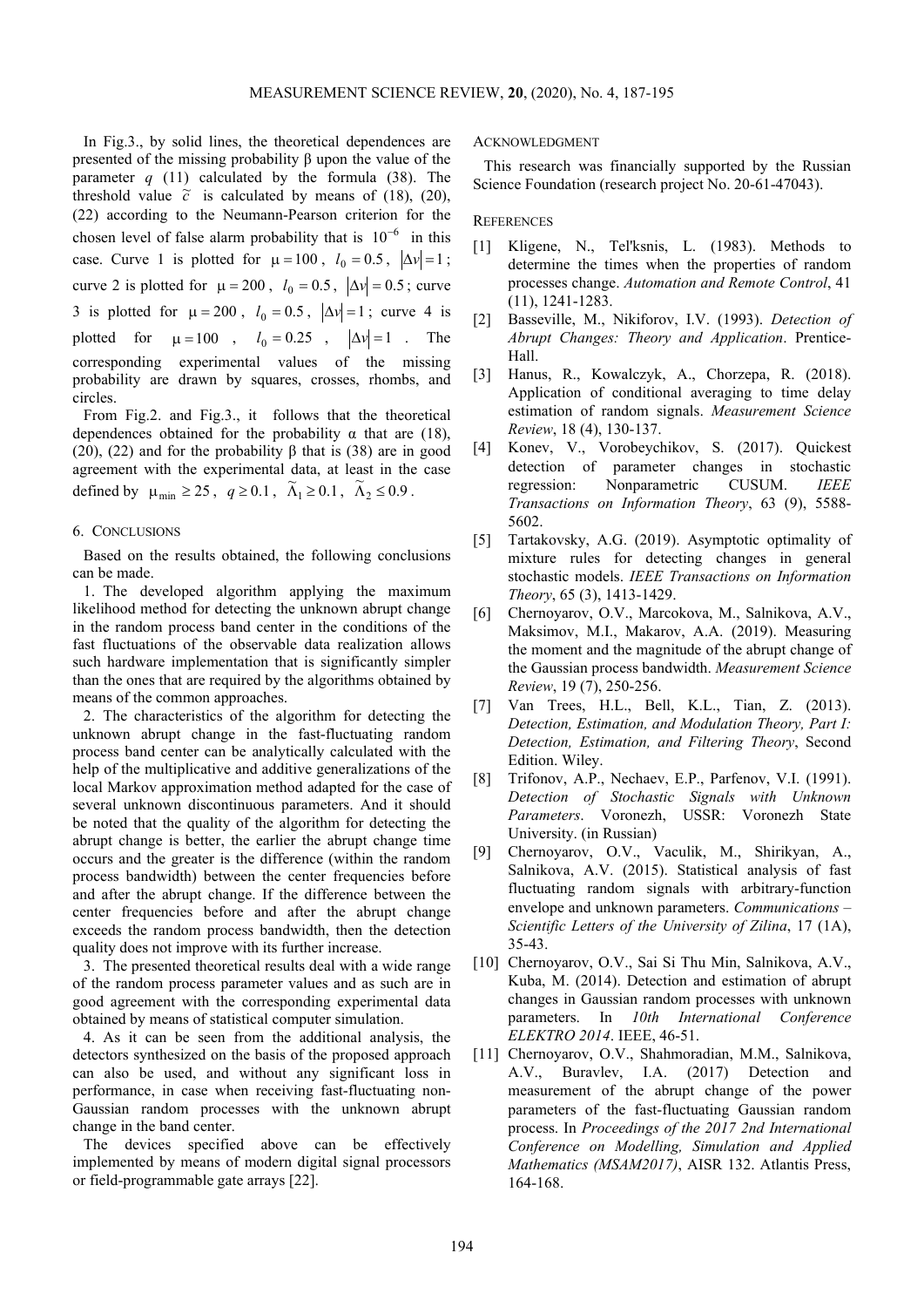In Fig.3., by solid lines, the theoretical dependences are presented of the missing probability β upon the value of the parameter $q$ (11) calculated by the formula (38). The threshold value $\widetilde{c}$ is calculated by means of (18), (20), (22) according to the Neumann-Pearson criterion for the chosen level of false alarm probability that is $10^{-6}$ in this case. Curve 1 is plotted for $\mu = 100$, $l_0 = 0.5$, $|\Delta\nu| = 1$; curve 2 is plotted for $\mu = 200$, $l_0 = 0.5$, $|\Delta\nu| = 0.5$; curve 3 is plotted for $\mu = 200$, $l_0 = 0.5$, $|\Delta\nu| = 1$; curve 4 is plotted for $\mu = 100$, $l_0 = 0.25$, $|\Delta\nu| = 1$. The corresponding experimental values of the missing probability are drawn by squares, crosses, rhombs, and circles.

From Fig.2. and Fig.3., it follows that the theoretical dependences obtained for the probability α that are (18), (20), (22) and for the probability β that is (38) are in good agreement with the experimental data, at least in the case defined by $\mu_{\min} \geq 25$, $q \geq 0.1$, $\widetilde{\Lambda}_1 \geq 0.1$, $\widetilde{\Lambda}_2 \leq 0.9$.

## 6. Conclusions

Based on the results obtained, the following conclusions can be made.

1. The developed algorithm applying the maximum likelihood method for detecting the unknown abrupt change in the random process band center in the conditions of the fast fluctuations of the observable data realization allows such hardware implementation that is significantly simpler than the ones that are required by the algorithms obtained by means of the common approaches.

2. The characteristics of the algorithm for detecting the unknown abrupt change in the fast-fluctuating random process band center can be analytically calculated with the help of the multiplicative and additive generalizations of the local Markov approximation method adapted for the case of several unknown discontinuous parameters. And it should be noted that the quality of the algorithm for detecting the abrupt change is better, the earlier the abrupt change time occurs and the greater is the difference (within the random process bandwidth) between the center frequencies before and after the abrupt change. If the difference between the center frequencies before and after the abrupt change exceeds the random process bandwidth, then the detection quality does not improve with its further increase.

3. The presented theoretical results deal with a wide range of the random process parameter values and as such are in good agreement with the corresponding experimental data obtained by means of statistical computer simulation.

4. As it can be seen from the additional analysis, the detectors synthesized on the basis of the proposed approach can also be used, and without any significant loss in performance, in case when receiving fast-fluctuating non-Gaussian random processes with the unknown abrupt change in the band center.

The devices specified above can be effectively implemented by means of modern digital signal processors or field-programmable gate arrays [22].

## Acknowledgment

This research was financially supported by the Russian Science Foundation (research project No. 20-61-47043).

## References

[1] Kligene, N., Tel'ksnis, L. (1983). Methods to determine the times when the properties of random processes change. *Automation and Remote Control*, 41 (11), 1241-1283.

[2] Basseville, M., Nikiforov, I.V. (1993). *Detection of Abrupt Changes: Theory and Application*. Prentice-Hall.

[3] Hanus, R., Kowalczyk, A., Chorzepa, R. (2018). Application of conditional averaging to time delay estimation of random signals. *Measurement Science Review*, 18 (4), 130-137.

[4] Konev, V., Vorobeychikov, S. (2017). Quickest detection of parameter changes in stochastic regression: Nonparametric CUSUM. *IEEE Transactions on Information Theory*, 63 (9), 5588-5602.

[5] Tartakovsky, A.G. (2019). Asymptotic optimality of mixture rules for detecting changes in general stochastic models. *IEEE Transactions on Information Theory*, 65 (3), 1413-1429.

[6] Chernoyarov, O.V., Marcokova, M., Salnikova, A.V., Maksimov, M.I., Makarov, A.A. (2019). Measuring the moment and the magnitude of the abrupt change of the Gaussian process bandwidth. *Measurement Science Review*, 19 (7), 250-256.

[7] Van Trees, H.L., Bell, K.L., Tian, Z. (2013). *Detection, Estimation, and Modulation Theory, Part I: Detection, Estimation, and Filtering Theory*, Second Edition. Wiley.

[8] Trifonov, A.P., Nechaev, E.P., Parfenov, V.I. (1991). *Detection of Stochastic Signals with Unknown Parameters*. Voronezh, USSR: Voronezh State University. (in Russian)

[9] Chernoyarov, O.V., Vaculik, M., Shirikyan, A., Salnikova, A.V. (2015). Statistical analysis of fast fluctuating random signals with arbitrary-function envelope and unknown parameters. *Communications – Scientific Letters of the University of Zilina*, 17 (1A), 35-43.

[10] Chernoyarov, O.V., Sai Si Thu Min, Salnikova, A.V., Kuba, M. (2014). Detection and estimation of abrupt changes in Gaussian random processes with unknown parameters. In *10th International Conference ELEKTRO 2014*. IEEE, 46-51.

[11] Chernoyarov, O.V., Shahmoradian, M.M., Salnikova, A.V., Buravlev, I.A. (2017) Detection and measurement of the abrupt change of the power parameters of the fast-fluctuating Gaussian random process. In *Proceedings of the 2017 2nd International Conference on Modelling, Simulation and Applied Mathematics (MSAM2017)*, AISR 132. Atlantis Press, 164-168.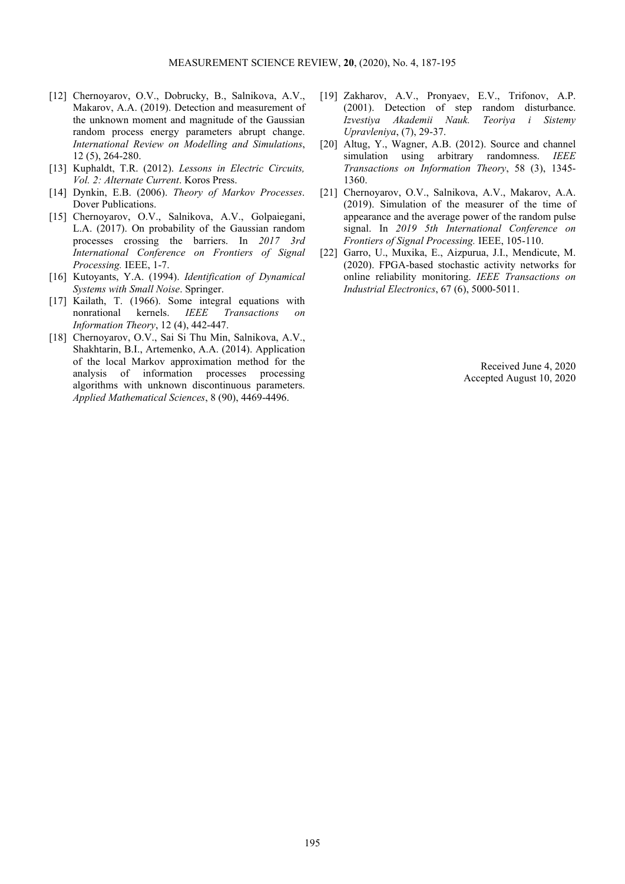[12] Chernoyarov, O.V., Dobrucky, B., Salnikova, A.V., Makarov, A.A. (2019). Detection and measurement of the unknown moment and magnitude of the Gaussian random process energy parameters abrupt change. *International Review on Modelling and Simulations*, 12 (5), 264-280.

[13] Kuphaldt, T.R. (2012). *Lessons in Electric Circuits, Vol. 2: Alternate Current*. Koros Press.

[14] Dynkin, E.B. (2006). *Theory of Markov Processes*. Dover Publications.

[15] Chernoyarov, O.V., Salnikova, A.V., Golpaiegani, L.A. (2017). On probability of the Gaussian random processes crossing the barriers. In *2017 3rd International Conference on Frontiers of Signal Processing.* IEEE, 1-7.

[16] Kutoyants, Y.A. (1994). *Identification of Dynamical Systems with Small Noise*. Springer.

[17] Kailath, T. (1966). Some integral equations with nonrational kernels. *IEEE Transactions on Information Theory*, 12 (4), 442-447.

[18] Chernoyarov, O.V., Sai Si Thu Min, Salnikova, A.V., Shakhtarin, B.I., Artemenko, A.A. (2014). Application of the local Markov approximation method for the analysis of information processes processing algorithms with unknown discontinuous parameters. *Applied Mathematical Sciences*, 8 (90), 4469-4496.

[19] Zakharov, A.V., Pronyaev, E.V., Trifonov, A.P. (2001). Detection of step random disturbance. *Izvestiya Akademii Nauk. Teoriya i Sistemy Upravleniya*, (7), 29-37.

[20] Altug, Y., Wagner, A.B. (2012). Source and channel simulation using arbitrary randomness. *IEEE Transactions on Information Theory*, 58 (3), 1345-1360.

[21] Chernoyarov, O.V., Salnikova, A.V., Makarov, A.A. (2019). Simulation of the measurer of the time of appearance and the average power of the random pulse signal. In *2019 5th International Conference on Frontiers of Signal Processing.* IEEE, 105-110.

[22] Garro, U., Muxika, E., Aizpurua, J.I., Mendicute, M. (2020). FPGA-based stochastic activity networks for online reliability monitoring. *IEEE Transactions on Industrial Electronics*, 67 (6), 5000-5011.

Received June 4, 2020
Accepted August 10, 2020